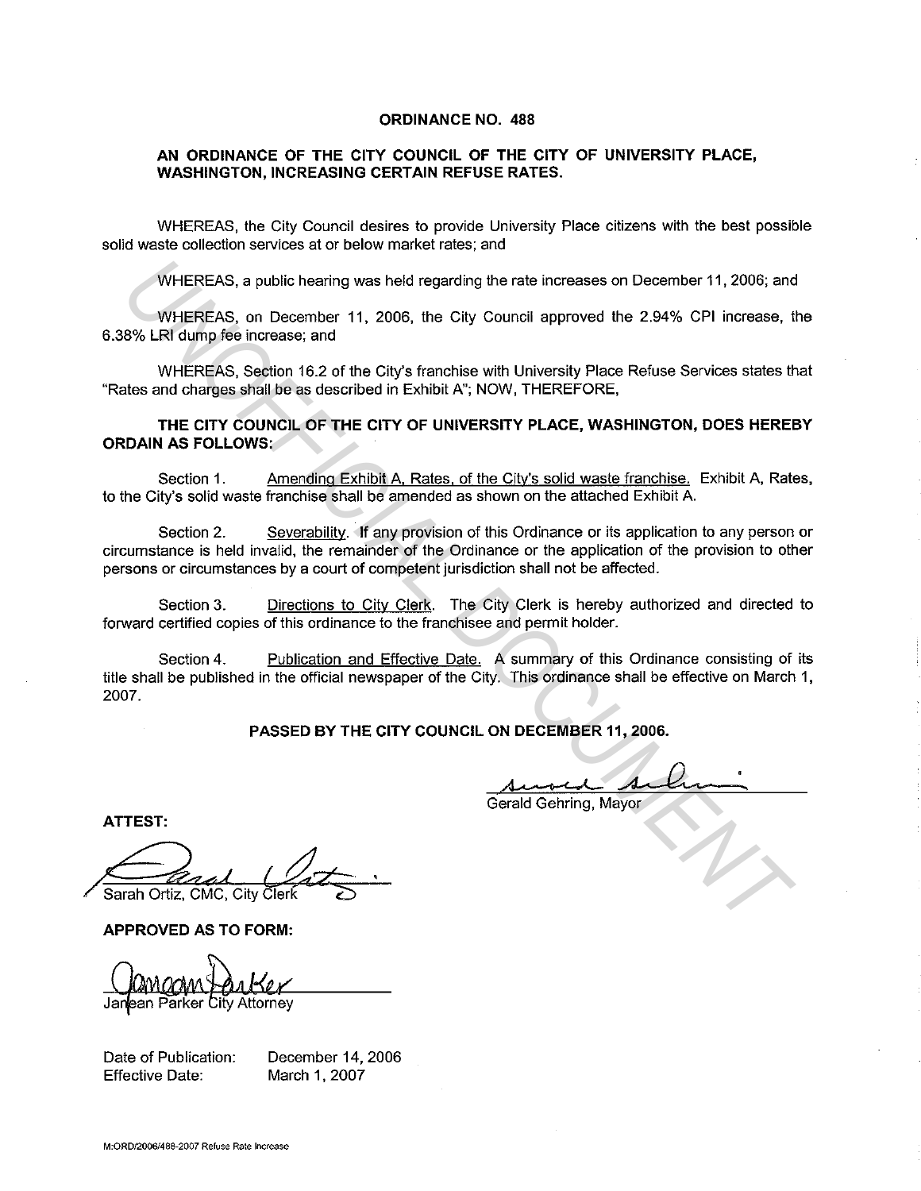# ORDINANCE NO. 488

## AN ORDINANCE OF THE CITY COUNCIL OF THE CITY OF UNIVERSITY PLACE, WASHINGTON, INCREASING CERTAIN REFUSE RATES.

WHEREAS, the City Council desires to provide University Place citizens with the best possible solid waste collection services at or below market rates; and

WHEREAS, a public hearing was held regarding the rate increases on December 11, 2006; and

WHEREAS, on December 11, 2006, the City Council approved the 2.94% CPI increase, the 6.38% LRI dump fee increase; and

WHEREAS, Section 16.2 of the City's franchise with University Place Refuse Services states that "Rates and charges shall be as described in Exhibit A"; NOW, THEREFORE,

**THE CITY COUNCIL OF THE CITY OF UNIVERSITY PLACE, WASHINGTON, DOES HEREBY ORDAIN AS FOLLOWS:**

Section 1. Amending Exhibit A, Rates, of the City's solid waste franchise. Exhibit A, Rates, to the City's solid waste franchise shall be amended as shown on the attached Exhibit A.

Section 2. Severability. If any provision of this Ordinance or its application to any person or circumstance is held invalid, the remainder of the Ordinance or the application of the provision to other persons or circumstances by a court of competent jurisdiction shall not be affected.

Section 3. Directions to City Clerk. The City Clerk is hereby authorized and directed to forward certified copies of this ordinance to the franchisee and permit holder.

Section 4. Publication and Effective Date. A summary of this Ordinance consisting of its title shall be published in the official newspaper of the City. This ordinance shall be effective on March 1, 2007.

**PASSED BY THE CITY COUNCIL ON DECEMBER 11, 2006.**

Gerald Gehring, Mayor

**ATTEST:**

Sarah Ortiz, CMC, City Clerk

**APPROVED AS TO FORM:**

Janean Parker City Attorney

Date of Publication: December 14, 2006
Effective Date: March 1, 2007

M:ORD/2006/488-2007 Refuse Rate Increase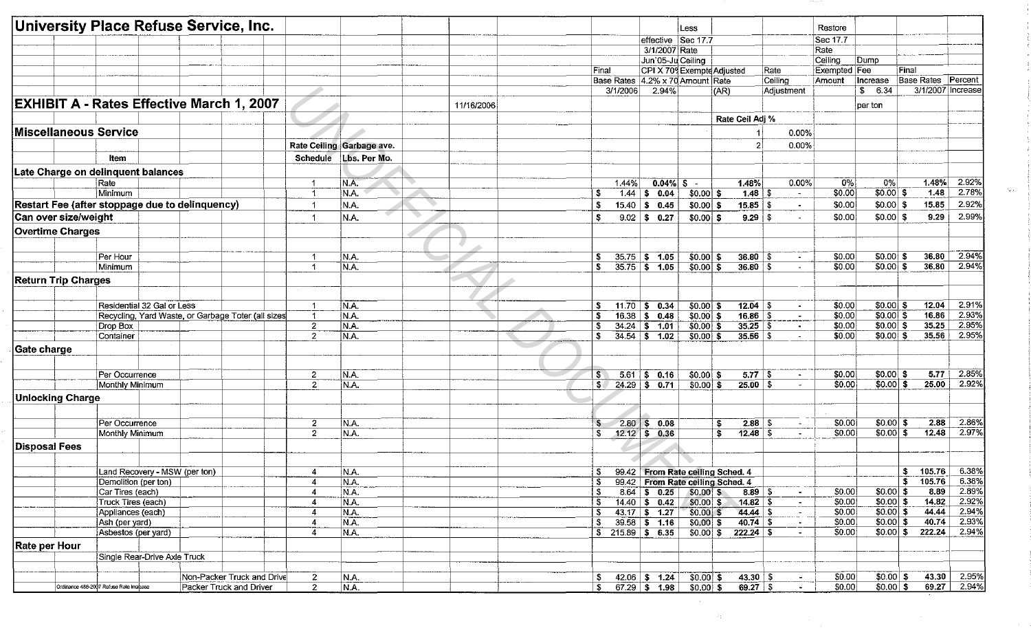# University Place Refuse Service, Inc.

## EXHIBIT A - Rates Effective March 1, 2007

11/16/2006

### Miscellaneous Service

| Rate Ceil Adj % | |
|---|---|
| 1 | 0.00% |
| 2 | 0.00% |

| Item | Rate Ceiling Schedule | Garbage ave. Lbs. Per Mo. | Final Base Rates 3/1/2006 | effective 3/1/2007 Jun'05-Jul CPI X 70% 4.2% x 70 2.94% | Less Sec 17.7 Rate Ceiling Exempted Amount | Adjusted Rate (AR) | Rate Ceiling Adjustment | Restore Sec 17.7 Rate Ceiling Exempted Amount | Dump Fee Increase $ 6.34 per ton | Final Base Rates 3/1/2007 | Percent Increase |
|---|---|---|---|---|---|---|---|---|---|---|---|
| **Late Charge on delinquent balances** | | | | | | | | | | | |
| Rate | 1 | N.A. | 1.44% | 0.04% | $ - | 1.48% | 0.00% | 0% | 0% | 1.48% | 2.92% |
| Minimum | 1 | N.A. | $ 1.44 | $ 0.04 | $0.00 | $ 1.48 | $ - | $0.00 | $0.00 | $ 1.48 | 2.78% |
| **Restart Fee (after stoppage due to delinquency)** | 1 | N.A. | $ 15.40 | $ 0.45 | $0.00 | $ 15.85 | $ - | $0.00 | $0.00 | $ 15.85 | 2.92% |
| **Can over size/weight** | 1 | N.A. | $ 9.02 | $ 0.27 | $0.00 | $ 9.29 | $ - | $0.00 | $0.00 | $ 9.29 | 2.99% |
| **Overtime Charges** | | | | | | | | | | | |
| Per Hour | 1 | N.A. | $ 35.75 | $ 1.05 | $0.00 | $ 36.80 | $ - | $0.00 | $0.00 | $ 36.80 | 2.94% |
| Minimum | 1 | N.A. | $ 35.75 | $ 1.05 | $0.00 | $ 36.80 | $ - | $0.00 | $0.00 | $ 36.80 | 2.94% |
| **Return Trip Charges** | | | | | | | | | | | |
| Residential 32 Gal or Less | 1 | N.A. | $ 11.70 | $ 0.34 | $0.00 | $ 12.04 | $ - | $0.00 | $0.00 | $ 12.04 | 2.91% |
| Recycling, Yard Waste, or Garbage Toter (all sizes) | 1 | N.A. | $ 16.38 | $ 0.48 | $0.00 | $ 16.86 | $ - | $0.00 | $0.00 | $ 16.86 | 2.93% |
| Drop Box | 2 | N.A. | $ 34.24 | $ 1.01 | $0.00 | $ 35.25 | $ - | $0.00 | $0.00 | $ 35.25 | 2.95% |
| Container | 2 | N.A. | $ 34.54 | $ 1.02 | $0.00 | $ 35.56 | $ - | $0.00 | $0.00 | $ 35.56 | 2.95% |
| **Gate charge** | | | | | | | | | | | |
| Per Occurrence | 2 | N.A. | $ 5.61 | $ 0.16 | $0.00 | $ 5.77 | $ - | $0.00 | $0.00 | $ 5.77 | 2.85% |
| Monthly Minimum | 2 | N.A. | $ 24.29 | $ 0.71 | $0.00 | $ 25.00 | $ - | $0.00 | $0.00 | $ 25.00 | 2.92% |
| **Unlocking Charge** | | | | | | | | | | | |
| Per Occurrence | 2 | N.A. | $ 2.80 | $ 0.08 | | $ 2.88 | $ - | $0.00 | $0.00 | $ 2.88 | 2.86% |
| Monthly Minimum | 2 | N.A. | $ 12.12 | $ 0.36 | | $ 12.48 | $ - | $0.00 | $0.00 | $ 12.48 | 2.97% |
| **Disposal Fees** | | | | | | | | | | | |
| Land Recovery - MSW (per ton) | 4 | N.A. | $ 99.42 | From Rate ceiling Sched. 4 | | | | | | $ 105.76 | 6.38% |
| Demolition (per ton) | 4 | N.A. | $ 99.42 | From Rate ceiling Sched. 4 | | | | | | $ 105.76 | 6.38% |
| Car Tires (each) | 4 | N.A. | $ 8.64 | $ 0.25 | $0.00 | $ 8.89 | $ - | $0.00 | $0.00 | $ 8.89 | 2.89% |
| Truck Tires (each) | 4 | N.A. | $ 14.40 | $ 0.42 | $0.00 | $ 14.82 | $ - | $0.00 | $0.00 | $ 14.82 | 2.92% |
| Appliances (each) | 4 | N.A. | $ 43.17 | $ 1.27 | $0.00 | $ 44.44 | $ - | $0.00 | $0.00 | $ 44.44 | 2.94% |
| Ash (per yard) | 4 | N.A. | $ 39.58 | $ 1.16 | $0.00 | $ 40.74 | $ - | $0.00 | $0.00 | $ 40.74 | 2.93% |
| Asbestos (per yard) | 4 | N.A. | $ 215.89 | $ 6.35 | $0.00 | $ 222.24 | $ - | $0.00 | $0.00 | $ 222.24 | 2.94% |
| **Rate per Hour** | | | | | | | | | | | |
| Single Rear-Drive Axle Truck | | | | | | | | | | | |
| Non-Packer Truck and Driver | 2 | N.A. | $ 42.06 | $ 1.24 | $0.00 | $ 43.30 | $ - | $0.00 | $0.00 | $ 43.30 | 2.95% |
| Packer Truck and Driver | 2 | N.A. | $ 67.29 | $ 1.98 | $0.00 | $ 69.27 | $ - | $0.00 | $0.00 | $ 69.27 | 2.94% |

Ordinance 488-2007 Refuse Rate Increase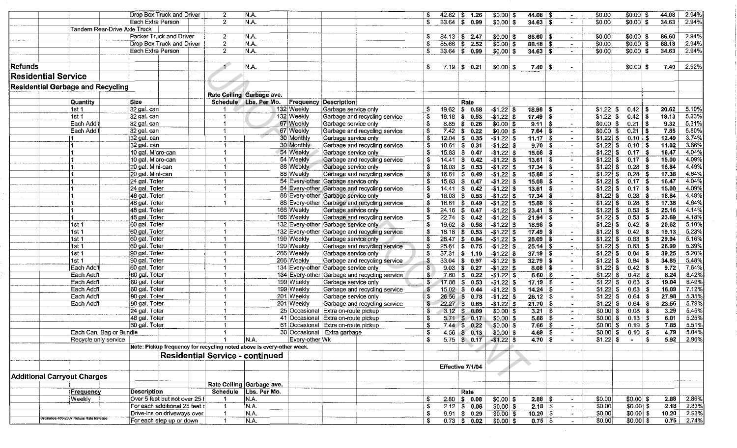| | | | | | | | | | | | | | | |
|---|---|---|---|---|---|---|---|---|---|---|---|---|---|---|
| | | Drop Box Truck and Driver | 2 | N.A. | | | $ 42.82 | $ 1.26 | $0.00 | $ 44.08 | $ - | $0.00 | $0.00 | $ 44.08 | 2.94% |
| | | Each Extra Person | 2 | N.A. | | | $ 33.64 | $ 0.99 | $0.00 | $ 34.63 | $ - | $0.00 | $0.00 | $ 34.63 | 2.94% |
| | Tandem Rear-Drive Axle Truck | | | | | | | | | | | | | | |
| | | Packer Truck and Driver | 2 | N.A. | | | $ 84.13 | $ 2.47 | $0.00 | $ 86.60 | $ - | $0.00 | $0.00 | $ 86.60 | 2.94% |
| | | Drop Box Truck and Driver | 2 | N.A. | | | $ 85.66 | $ 2.52 | $0.00 | $ 88.18 | $ - | $0.00 | $0.00 | $ 88.18 | 2.94% |
| | | Each Extra Person | 2 | N.A. | | | $ 33.64 | $ 0.99 | $0.00 | $ 34.63 | $ - | $0.00 | $0.00 | $ 34.63 | 2.94% |
| **Refunds** | | | 1 | N.A. | | | $ 7.19 | $ 0.21 | $0.00 | $ 7.40 | $ - | | $0.00 | $ 7.40 | 2.92% |

## Residential Service

### Residential Garbage and Recycling

| Quantity | Size | Rate Ceiling Schedule | Garbage ave. Lbs. Per Mo. | Frequency | Description | Rate | | | | | | | | |
|---|---|---|---|---|---|---|---|---|---|---|---|---|---|---|
| 1st 1 | 32 gal. can | 1 | 132 | Weekly | Garbage service only | $ 19.62 | $ 0.58 | -$1.22 | $ 18.98 | $ - | $1.22 | $ 0.42 | $ 20.62 | 5.10% |
| 1st 1 | 32 gal. can | 1 | 132 | Weekly | Garbage and recycling service | $ 18.18 | $ 0.53 | -$1.22 | $ 17.49 | $ - | $1.22 | $ 0.42 | $ 19.13 | 5.23% |
| Each Add'l | 32 gal. can | 1 | 67 | Weekly | Garbage service only | $ 8.85 | $ 0.26 | $0.00 | $ 9.11 | $ - | $0.00 | $ 0.21 | $ 9.32 | 5.31% |
| Each Add'l | 32 gal. can | 1 | 67 | Weekly | Garbage and recycling service | $ 7.42 | $ 0.22 | $0.00 | $ 7.64 | $ - | $0.00 | $ 0.21 | $ 7.85 | 5.80% |
| 1 | 32 gal. can | 1 | 30 | Monthly | Garbage service only | $ 12.04 | $ 0.35 | -$1.22 | $ 11.17 | $ - | $1.22 | $ 0.10 | $ 12.49 | 3.74% |
| 1 | 32 gal. can | 1 | 30 | Monthly | Garbage and recycling service | $ 10.61 | $ 0.31 | -$1.22 | $ 9.70 | $ - | $1.22 | $ 0.10 | $ 11.02 | 3.86% |
| 1 | 10 gal. Micro-can | 1 | 54 | Weekly | Garbage service only | $ 15.83 | $ 0.47 | -$1.22 | $ 15.08 | $ - | $1.22 | $ 0.17 | $ 16.47 | 4.04% |
| 1 | 10 gal. Micro-can | 1 | 54 | Weekly | Garbage and recycling service | $ 14.41 | $ 0.42 | -$1.22 | $ 13.61 | $ - | $1.22 | $ 0.17 | $ 15.00 | 4.09% |
| 1 | 20 gal. Mini-can | 1 | 88 | Weekly | Garbage service only | $ 18.03 | $ 0.53 | -$1.22 | $ 17.34 | $ - | $1.22 | $ 0.28 | $ 18.84 | 4.49% |
| 1 | 20 gal. Mini-can | 1 | 88 | Weekly | Garbage and recycling service | $ 16.61 | $ 0.49 | -$1.22 | $ 15.88 | $ - | $1.22 | $ 0.28 | $ 17.38 | 4.64% |
| 1 | 24 gal. Toter | 1 | 54 | Every-other | Garbage service only | $ 15.83 | $ 0.47 | -$1.22 | $ 15.08 | $ - | $1.22 | $ 0.17 | $ 16.47 | 4.04% |
| 1 | 24 gal. Toter | 1 | 54 | Every-other | Garbage and recycling service | $ 14.41 | $ 0.42 | -$1.22 | $ 13.61 | $ - | $1.22 | $ 0.17 | $ 15.00 | 4.09% |
| 1 | 48 gal. Toter | 1 | 88 | Every-other | Garbage service only | $ 18.03 | $ 0.53 | -$1.22 | $ 17.34 | $ - | $1.22 | $ 0.28 | $ 18.84 | 4.49% |
| 1 | 48 gal. Toter | 1 | 88 | Every-other | Garbage and recycling service | $ 16.61 | $ 0.49 | -$1.22 | $ 15.88 | $ - | $1.22 | $ 0.28 | $ 17.38 | 4.64% |
| 1 | 48 gal. Toter | | 166 | Weekly | Garbage service only | $ 24.16 | $ 0.47 | -$1.22 | $ 23.41 | $ - | $1.22 | $ 0.53 | $ 25.16 | 4.14% |
| 1 | 48 gal. Toter | | 166 | Weekly | Garbage and recycling service | $ 22.74 | $ 0.42 | -$1.22 | $ 21.94 | $ - | $1.22 | $ 0.53 | $ 23.69 | 4.18% |
| 1st 1 | 60 gal. Toter | 1 | 132 | Every-other | Garbage service only | $ 19.62 | $ 0.58 | -$1.22 | $ 18.98 | $ - | $1.22 | $ 0.42 | $ 20.62 | 5.10% |
| 1st 1 | 60 gal. Toter | 1 | 132 | Every-other | Garbage and recycling service | $ 18.18 | $ 0.53 | -$1.22 | $ 17.49 | $ - | $1.22 | $ 0.42 | $ 19.13 | 5.23% |
| 1st 1 | 60 gal. Toter | 1 | 199 | Weekly | Garbage service only | $ 28.47 | $ 0.84 | -$1.22 | $ 28.09 | $ - | $1.22 | $ 0.63 | $ 29.94 | 5.16% |
| 1st 1 | 60 gal. Toter | 1 | 199 | Weekly | Garbage and recycling service | $ 25.61 | $ 0.75 | -$1.22 | $ 25.14 | $ - | $1.22 | $ 0.63 | $ 26.99 | 5.39% |
| 1st 1 | 90 gal. Toter | 1 | 266 | Weekly | Garbage service only | $ 37.31 | $ 1.10 | -$1.22 | $ 37.19 | $ - | $1.22 | $ 0.84 | $ 39.25 | 5.20% |
| 1st 1 | 90 gal. Toter | 1 | 266 | Weekly | Garbage and recycling service | $ 33.04 | $ 0.97 | -$1.22 | $ 32.79 | $ - | $1.22 | $ 0.84 | $ 34.85 | 5.48% |
| Each Add'l | 60 gal. Toter | 1 | 134 | Every-other | Garbage service only | $ 9.03 | $ 0.27 | -$1.22 | $ 8.08 | $ - | $1.22 | $ 0.42 | $ 9.72 | 7.64% |
| Each Add'l | 60 gal. Toter | 1 | 134 | Every-other | Garbage and recycling service | $ 7.60 | $ 0.22 | -$1.22 | $ 6.60 | $ - | $1.22 | $ 0.42 | $ 8.24 | 8.42% |
| Each Add'l | 60 gal. Toter | 1 | 199 | Weekly | Garbage service only | $ 17.88 | $ 0.53 | -$1.22 | $ 17.19 | $ - | $1.22 | $ 0.63 | $ 19.04 | 6.49% |
| Each Add'l | 60 gal. Toter | 1 | 199 | Weekly | Garbage and recycling service | $ 15.02 | $ 0.44 | -$1.22 | $ 14.24 | $ - | $1.22 | $ 0.63 | $ 16.09 | 7.12% |
| Each Add'l | 90 gal. Toter | 1 | 201 | Weekly | Garbage service only | $ 26.56 | $ 0.78 | -$1.22 | $ 26.12 | $ - | $1.22 | $ 0.64 | $ 27.98 | 5.35% |
| Each Add'l | 90 gal. Toter | 1 | 201 | Weekly | Garbage and recycling service | $ 22.27 | $ 0.65 | -$1.22 | $ 21.70 | $ - | $1.22 | $ 0.64 | $ 23.56 | 5.79% |
| | 24 gal. Toter | 1 | 25 | Occasional | Extra on-route pickup | $ 3.12 | $ 0.09 | $0.00 | $ 3.21 | $ - | $0.00 | $ 0.08 | $ 3.29 | 5.45% |
| | 48 gal. Toter | 1 | 41 | Occasional | Extra on-route pickup | $ 5.71 | $ 0.17 | $0.00 | $ 5.88 | $ - | $0.00 | $ 0.13 | $ 6.01 | 5.25% |
| | 60 gal. Toter | 1 | 61 | Occasional | Extra on-route pickup | $ 7.44 | $ 0.22 | $0.00 | $ 7.66 | $ - | $0.00 | $ 0.19 | $ 7.85 | 5.51% |
| Each Can, Bag or Bundle | | 1 | 30 | Occasional | Extra garbage | $ 4.56 | $ 0.13 | $0.00 | $ 4.69 | $ - | $0.00 | $ 0.10 | $ 4.79 | 5.04% |
| Recycle only service | | 1 | N.A. | Every-other Wk | | $ 5.75 | $ 0.17 | -$1.22 | $ 4.70 | $ - | $1.22 | $ - | $ 5.92 | 2.96% |

Note: Pickup frequency for recycling noted above is every-other week.

## Residential Service - continued

Effective 7/1/04

### Additional Carryout Charges

| Frequency | Description | Rate Ceiling Schedule | Garbage ave. Lbs. Per Mo. | Rate | | | | | | | | |
|---|---|---|---|---|---|---|---|---|---|---|---|---|
| Weekly | Over 5 feet but not over 25 f | 1 | N.A. | $ 2.80 | $ 0.08 | $0.00 | $ 2.88 | $ - | $0.00 | $0.00 | $ 2.88 | 2.86% |
| | For each additional 25 feet c | 1 | N.A. | $ 2.12 | $ 0.06 | $0.00 | $ 2.18 | $ - | $0.00 | $0.00 | $ 2.18 | 2.83% |
| | Drive-ins on driveways over | 1 | N.A. | $ 9.91 | $ 0.29 | $0.00 | $ 10.20 | $ - | $0.00 | $0.00 | $ 10.20 | 2.93% |
| | For each step up or down | 1 | N.A. | $ 0.73 | $ 0.02 | $0.00 | $ 0.75 | $ - | $0.00 | $0.00 | $ 0.75 | 2.74% |

Ordinance 469-2007 Refuse Rate Increase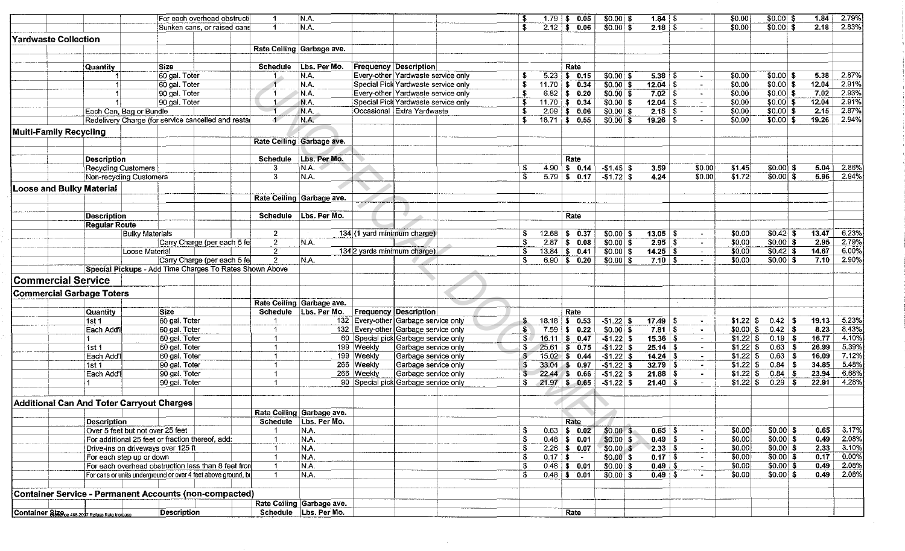| | | | | | | | | | | | | | | | | |
|---|---|---|---|---|---|---|---|---|---|---|---|---|---|---|---|---|
| | | For each overhead obstructi | 1 | N.A. | | | $ 1.79 | $ 0.05 | $0.00 | $ 1.84 | $ - | $0.00 | $0.00 | $ 1.84 | 2.79% |
| | | Sunken cans, or raised cans | 1 | N.A. | | | $ 2.12 | $ 0.06 | $0.00 | $ 2.18 | $ - | $0.00 | $0.00 | $ 2.18 | 2.83% |

## Yardwaste Collection

| Quantity | Size | Rate Ceiling Schedule | Garbage ave. Lbs. Per Mo. | Frequency | Description | | Rate | | | | | | | | |
|---|---|---|---|---|---|---|---|---|---|---|---|---|---|---|---|
| 1 | 60 gal. Toter | 1 | N.A. | Every-other | Yardwaste service only | $ 5.23 | $ 0.15 | $0.00 | $ 5.38 | $ - | $0.00 | $0.00 | $ 5.38 | 2.87% |
| 1 | 60 gal. Toter | 1 | N.A. | Special Pick | Yardwaste service only | $ 11.70 | $ 0.34 | $0.00 | $ 12.04 | $ - | $0.00 | $0.00 | $ 12.04 | 2.91% |
| 1 | 90 gal. Toter | 1 | N.A. | Every-other | Yardwaste service only | $ 6.82 | $ 0.20 | $0.00 | $ 7.02 | $ - | $0.00 | $0.00 | $ 7.02 | 2.93% |
| 1 | 90 gal. Toter | 1 | N.A. | Special Pick | Yardwaste service only | $ 11.70 | $ 0.34 | $0.00 | $ 12.04 | $ - | $0.00 | $0.00 | $ 12.04 | 2.91% |
| Each Can, Bag or Bundle | | 1 | N.A. | Occasional | Extra Yardwaste | $ 2.09 | $ 0.06 | $0.00 | $ 2.15 | $ - | $0.00 | $0.00 | $ 2.15 | 2.87% |
| Redelivery Charge (for service cancelled and restai | | 1 | N.A. | | | $ 18.71 | $ 0.55 | $0.00 | $ 19.26 | $ - | $0.00 | $0.00 | $ 19.26 | 2.94% |

## Multi-Family Recycling

| Description | Rate Ceiling Schedule | Garbage ave. Lbs. Per Mo. | | Rate | | | | | | | | |
|---|---|---|---|---|---|---|---|---|---|---|---|---|
| Recycling Customers | 3 | N.A. | $ 4.90 | $ 0.14 | -$1.45 | $ 3.59 | $0.00 | $1.45 | $0.00 | $ 5.04 | 2.86% |
| Non-recycling Customers | 3 | N.A. | $ 5.79 | $ 0.17 | -$1.72 | $ 4.24 | $0.00 | $1.72 | $0.00 | $ 5.96 | 2.94% |

## Loose and Bulky Material

| Description | Rate Ceiling Schedule | Garbage ave. Lbs. Per Mo. | | | Rate | | | | | | | | |
|---|---|---|---|---|---|---|---|---|---|---|---|---|---|
| **Regular Route** | | | | | | | | | | | | | |
| Bulky Materials | 2 | 134 | (1 yard minimum charge) | $ 12.68 | $ 0.37 | $0.00 | $ 13.05 | $ - | $0.00 | $0.42 | $ 13.47 | 6.23% |
| Carry Charge (per each 5 fe | 2 | N.A. | | $ 2.87 | $ 0.08 | $0.00 | $ 2.95 | $ - | $0.00 | $0.00 | $ 2.95 | 2.79% |
| Loose Material | 2 | 134 | 2 yards minimum charge) | $ 13.84 | $ 0.41 | $0.00 | $ 14.25 | $ - | $0.00 | $0.42 | $ 14.67 | 6.00% |
| Carry Charge (per each 5 fe | 2 | N.A. | | $ 6.90 | $ 0.20 | $0.00 | $ 7.10 | $ - | $0.00 | $0.00 | $ 7.10 | 2.90% |
| **Special Pickups - Add Time Charges To Rates Shown Above** | | | | | | | | | | | | |

## Commercial Service

### Commercial Garbage Toters

| Quantity | Size | Rate Ceiling Schedule | Garbage ave. Lbs. Per Mo. | Frequency | Description | | Rate | | | | | | | | |
|---|---|---|---|---|---|---|---|---|---|---|---|---|---|---|---|
| 1st 1 | 60 gal. Toter | 1 | 132 | Every-other | Garbage service only | $ 18.18 | $ 0.53 | -$1.22 | $ 17.49 | $ - | $1.22 | $ 0.42 | $ 19.13 | 5.23% |
| Each Add'l | 60 gal. Toter | 1 | 132 | Every-other | Garbage service only | $ 7.59 | $ 0.22 | $0.00 | $ 7.81 | $ - | $0.00 | $ 0.42 | $ 8.23 | 8.43% |
| 1 | 60 gal. Toter | 1 | 60 | Special pick | Garbage service only | $ 16.11 | $ 0.47 | -$1.22 | $ 15.36 | $ - | $1.22 | $ 0.19 | $ 16.77 | 4.10% |
| 1st 1 | 60 gal. Toter | 1 | 199 | Weekly | Garbage service only | $ 25.61 | $ 0.75 | -$1.22 | $ 25.14 | $ - | $1.22 | $ 0.63 | $ 26.99 | 5.39% |
| Each Add'l | 60 gal. Toter | 1 | 199 | Weekly | Garbage service only | $ 15.02 | $ 0.44 | -$1.22 | $ 14.24 | $ - | $1.22 | $ 0.63 | $ 16.09 | 7.12% |
| 1st 1 | 90 gal. Toter | 1 | 266 | Weekly | Garbage service only | $ 33.04 | $ 0.97 | -$1.22 | $ 32.79 | $ - | $1.22 | $ 0.84 | $ 34.85 | 5.48% |
| Each Add'l | 90 gal. Toter | 1 | 266 | Weekly | Garbage service only | $ 22.44 | $ 0.66 | -$1.22 | $ 21.88 | $ - | $1.22 | $ 0.84 | $ 23.94 | 6.68% |
| 1 | 90 gal. Toter | 1 | 90 | Special pick | Garbage service only | $ 21.97 | $ 0.65 | -$1.22 | $ 21.40 | $ - | $1.22 | $ 0.29 | $ 22.91 | 4.28% |

## Additional Can And Toter Carryout Charges

| Description | Rate Ceiling Schedule | Garbage ave. Lbs. Per Mo. | | Rate | | | | | | | | |
|---|---|---|---|---|---|---|---|---|---|---|---|---|
| Over 5 feet but not over 25 feet | 1 | N.A. | $ 0.63 | $ 0.02 | $0.00 | $ 0.65 | $ - | $0.00 | $0.00 | $ 0.65 | 3.17% |
| For additional 25 feet or fraction thereof, add: | 1 | N.A. | $ 0.48 | $ 0.01 | $0.00 | $ 0.49 | $ - | $0.00 | $0.00 | $ 0.49 | 2.08% |
| Drive-ins on driveways over 125 ft | 1 | N.A. | $ 2.26 | $ 0.07 | $0.00 | $ 2.33 | $ - | $0.00 | $0.00 | $ 2.33 | 3.10% |
| For each step up or down | 1 | N.A. | $ 0.17 | $ - | $0.00 | $ 0.17 | $ - | $0.00 | $0.00 | $ 0.17 | 0.00% |
| For each overhead obstruction less than 8 feet fron | 1 | N.A. | $ 0.48 | $ 0.01 | $0.00 | $ 0.49 | $ - | $0.00 | $0.00 | $ 0.49 | 2.08% |
| For cans or units underground or over 4 feet above ground, bu | 1 | N.A. | $ 0.48 | $ 0.01 | $0.00 | $ 0.49 | $ - | $0.00 | $0.00 | $ 0.49 | 2.08% |

## Container Service - Permanent Accounts (non-compacted)

| Container Size | Description | Rate Ceiling Schedule | Garbage ave. Lbs. Per Mo. | Rate |
|---|---|---|---|---|

Ordinance 488-2007 Refuse Rate Increase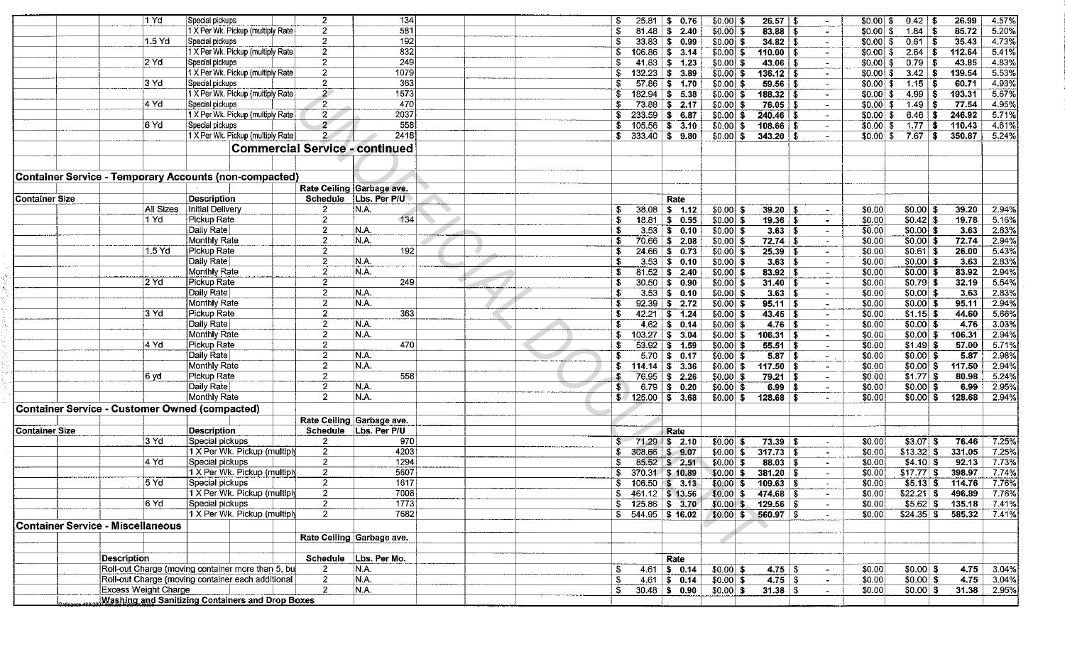| Container Size | | Description | Rate Ceiling Schedule | Garbage ave. Lbs. Per P/U | | | | | | | | | | | |
|---|---|---|---|---|---|---|---|---|---|---|---|---|---|---|---|
| | 1 Yd | Special pickups | 2 | 134 | | | $ 25.81 | $ 0.76 | $0.00 | $ 26.57 | $ - | $0.00 | $ 0.42 | $ 26.99 | 4.57% |
| | | 1 X Per Wk. Pickup (multiply Rate | 2 | 581 | | | $ 81.48 | $ 2.40 | $0.00 | $ 83.88 | $ - | $0.00 | $ 1.84 | $ 85.72 | 5.20% |
| | 1.5 Yd | Special pickups | 2 | 192 | | | $ 33.83 | $ 0.99 | $0.00 | $ 34.82 | $ - | $0.00 | $ 0.61 | $ 35.43 | 4.73% |
| | | 1 X Per Wk. Pickup (multiply Rate | 2 | 832 | | | $ 106.86 | $ 3.14 | $0.00 | $ 110.00 | $ - | $0.00 | $ 2.64 | $ 112.64 | 5.41% |
| | 2 Yd | Special pickups | 2 | 249 | | | $ 41.83 | $ 1.23 | $0.00 | $ 43.06 | $ - | $0.00 | $ 0.79 | $ 43.85 | 4.83% |
| | | 1 X Per Wk. Pickup (multiply Rate | 2 | 1079 | | | $ 132.23 | $ 3.89 | $0.00 | $ 136.12 | $ - | $0.00 | $ 3.42 | $ 139.54 | 5.53% |
| | 3 Yd | Special pickups | 2 | 363 | | | $ 57.86 | $ 1.70 | $0.00 | $ 59.56 | $ - | $0.00 | $ 1.15 | $ 60.71 | 4.93% |
| | | 1 X Per Wk. Pickup (multiply Rate | 2 | 1573 | | | $ 182.94 | $ 5.38 | $0.00 | $ 188.32 | $ - | $0.00 | $ 4.99 | $ 193.31 | 5.67% |
| | 4 Yd | Special pickups | 2 | 470 | | | $ 73.88 | $ 2.17 | $0.00 | $ 76.05 | $ - | $0.00 | $ 1.49 | $ 77.54 | 4.95% |
| | | 1 X Per Wk. Pickup (multiply Rate | 2 | 2037 | | | $ 233.59 | $ 6.87 | $0.00 | $ 240.46 | $ - | $0.00 | $ 6.46 | $ 246.92 | 5.71% |
| | 6 Yd | Special pickups | 2 | 558 | | | $ 105.56 | $ 3.10 | $0.00 | $ 108.66 | $ - | $0.00 | $ 1.77 | $ 110.43 | 4.61% |
| | | 1 X Per Wk. Pickup (multiply Rate | 2 | 2418 | | | $ 333.40 | $ 9.80 | $0.00 | $ 343.20 | $ - | $0.00 | $ 7.67 | $ 350.87 | 5.24% |

## Commercial Service - continued

### Container Service - Temporary Accounts (non-compacted)

| Container Size | | Description | Rate Ceiling Schedule | Garbage ave. Lbs. Per P/U | Rate | | | | | | | | |
|---|---|---|---|---|---|---|---|---|---|---|---|---|---|
| | All Sizes | Initial Delivery | 2 | N.A. | $ 38.08 | $ 1.12 | $0.00 | $ 39.20 | $ - | $0.00 | $0.00 | $ 39.20 | 2.94% |
| | 1 Yd | Pickup Rate | 2 | 134 | $ 18.81 | $ 0.55 | $0.00 | $ 19.36 | $ - | $0.00 | $0.42 | $ 19.78 | 5.16% |
| | | Daily Rate | 2 | N.A. | $ 3.53 | $ 0.10 | $0.00 | $ 3.63 | $ - | $0.00 | $0.00 | $ 3.63 | 2.83% |
| | | Monthly Rate | 2 | N.A. | $ 70.66 | $ 2.08 | $0.00 | $ 72.74 | $ - | $0.00 | $0.00 | $ 72.74 | 2.94% |
| | 1.5 Yd | Pickup Rate | 2 | 192 | $ 24.66 | $ 0.73 | $0.00 | $ 25.39 | $ - | $0.00 | $0.61 | $ 26.00 | 5.43% |
| | | Daily Rate | 2 | N.A. | $ 3.53 | $ 0.10 | $0.00 | $ 3.63 | $ - | $0.00 | $0.00 | $ 3.63 | 2.83% |
| | | Monthly Rate | 2 | N.A. | $ 81.52 | $ 2.40 | $0.00 | $ 83.92 | $ - | $0.00 | $0.00 | $ 83.92 | 2.94% |
| | 2 Yd | Pickup Rate | 2 | 249 | $ 30.50 | $ 0.90 | $0.00 | $ 31.40 | $ - | $0.00 | $0.79 | $ 32.19 | 5.54% |
| | | Daily Rate | 2 | N.A. | $ 3.53 | $ 0.10 | $0.00 | $ 3.63 | $ - | $0.00 | $0.00 | $ 3.63 | 2.83% |
| | | Monthly Rate | 2 | N.A. | $ 92.39 | $ 2.72 | $0.00 | $ 95.11 | $ - | $0.00 | $0.00 | $ 95.11 | 2.94% |
| | 3 Yd | Pickup Rate | 2 | 363 | $ 42.21 | $ 1.24 | $0.00 | $ 43.45 | $ - | $0.00 | $1.15 | $ 44.60 | 5.66% |
| | | Daily Rate | 2 | N.A. | $ 4.62 | $ 0.14 | $0.00 | $ 4.76 | $ - | $0.00 | $0.00 | $ 4.76 | 3.03% |
| | | Monthly Rate | 2 | N.A. | $ 103.27 | $ 3.04 | $0.00 | $ 106.31 | $ - | $0.00 | $0.00 | $ 106.31 | 2.94% |
| | 4 Yd | Pickup Rate | 2 | 470 | $ 53.92 | $ 1.59 | $0.00 | $ 55.51 | $ - | $0.00 | $1.49 | $ 57.00 | 5.71% |
| | | Daily Rate | 2 | N.A. | $ 5.70 | $ 0.17 | $0.00 | $ 5.87 | $ - | $0.00 | $0.00 | $ 5.87 | 2.98% |
| | | Monthly Rate | 2 | N.A. | $ 114.14 | $ 3.36 | $0.00 | $ 117.50 | $ - | $0.00 | $0.00 | $ 117.50 | 2.94% |
| | 6 yd | Pickup Rate | 2 | 558 | $ 76.95 | $ 2.26 | $0.00 | $ 79.21 | $ - | $0.00 | $1.77 | $ 80.98 | 5.24% |
| | | Daily Rate | 2 | N.A. | $ 6.79 | $ 0.20 | $0.00 | $ 6.99 | $ - | $0.00 | $0.00 | $ 6.99 | 2.95% |
| | | Monthly Rate | 2 | N.A. | $ 125.00 | $ 3.68 | $0.00 | $ 128.68 | $ - | $0.00 | $0.00 | $ 128.68 | 2.94% |

### Container Service - Customer Owned (compacted)

| Container Size | | Description | Rate Ceiling Schedule | Garbage ave. Lbs. Per P/U | Rate | | | | | | | | |
|---|---|---|---|---|---|---|---|---|---|---|---|---|---|
| | 3 Yd | Special pickups | 2 | 970 | $ 71.29 | $ 2.10 | $0.00 | $ 73.39 | $ - | $0.00 | $3.07 | $ 76.46 | 7.25% |
| | | 1 X Per Wk. Pickup (multiply | 2 | 4203 | $ 308.66 | $ 9.07 | $0.00 | $ 317.73 | $ - | $0.00 | $13.32 | $ 331.05 | 7.25% |
| | 4 Yd | Special pickups | 2 | 1294 | $ 85.52 | $ 2.51 | $0.00 | $ 88.03 | $ - | $0.00 | $4.10 | $ 92.13 | 7.73% |
| | | 1 X Per Wk. Pickup (multiply | 2 | 5607 | $ 370.31 | $ 10.89 | $0.00 | $ 381.20 | $ - | $0.00 | $17.77 | $ 398.97 | 7.74% |
| | 5 Yd | Special pickups | 2 | 1617 | $ 106.50 | $ 3.13 | $0.00 | $ 109.63 | $ - | $0.00 | $5.13 | $ 114.76 | 7.76% |
| | | 1 X Per Wk. Pickup (multiply | 2 | 7006 | $ 461.12 | $ 13.56 | $0.00 | $ 474.68 | $ - | $0.00 | $22.21 | $ 496.89 | 7.76% |
| | 6 Yd | Special pickups | 2 | 1773 | $ 125.86 | $ 3.70 | $0.00 | $ 129.56 | $ - | $0.00 | $5.62 | $ 135.18 | 7.41% |
| | | 1 X Per Wk. Pickup (multiply | 2 | 7682 | $ 544.95 | $ 16.02 | $0.00 | $ 560.97 | $ - | $0.00 | $24.35 | $ 585.32 | 7.41% |

### Container Service - Miscellaneous

| Description | Rate Ceiling Schedule | Garbage ave. Lbs. Per Mo. | Rate | | | | | | | | |
|---|---|---|---|---|---|---|---|---|---|---|---|
| Roll-out Charge (moving container more than 5, bu | 2 | N.A. | $ 4.61 | $ 0.14 | $0.00 | $ 4.75 | $ - | $0.00 | $0.00 | $ 4.75 | 3.04% |
| Roll-out Charge (moving container each additional | 2 | N.A. | $ 4.61 | $ 0.14 | $0.00 | $ 4.75 | $ - | $0.00 | $0.00 | $ 4.75 | 3.04% |
| Excess Weight Charge | 2 | N.A. | $ 30.48 | $ 0.90 | $0.00 | $ 31.38 | $ - | $0.00 | $0.00 | $ 31.38 | 2.95% |
| **Washing and Sanitizing Containers and Drop Boxes** | | | | | | | | | | | |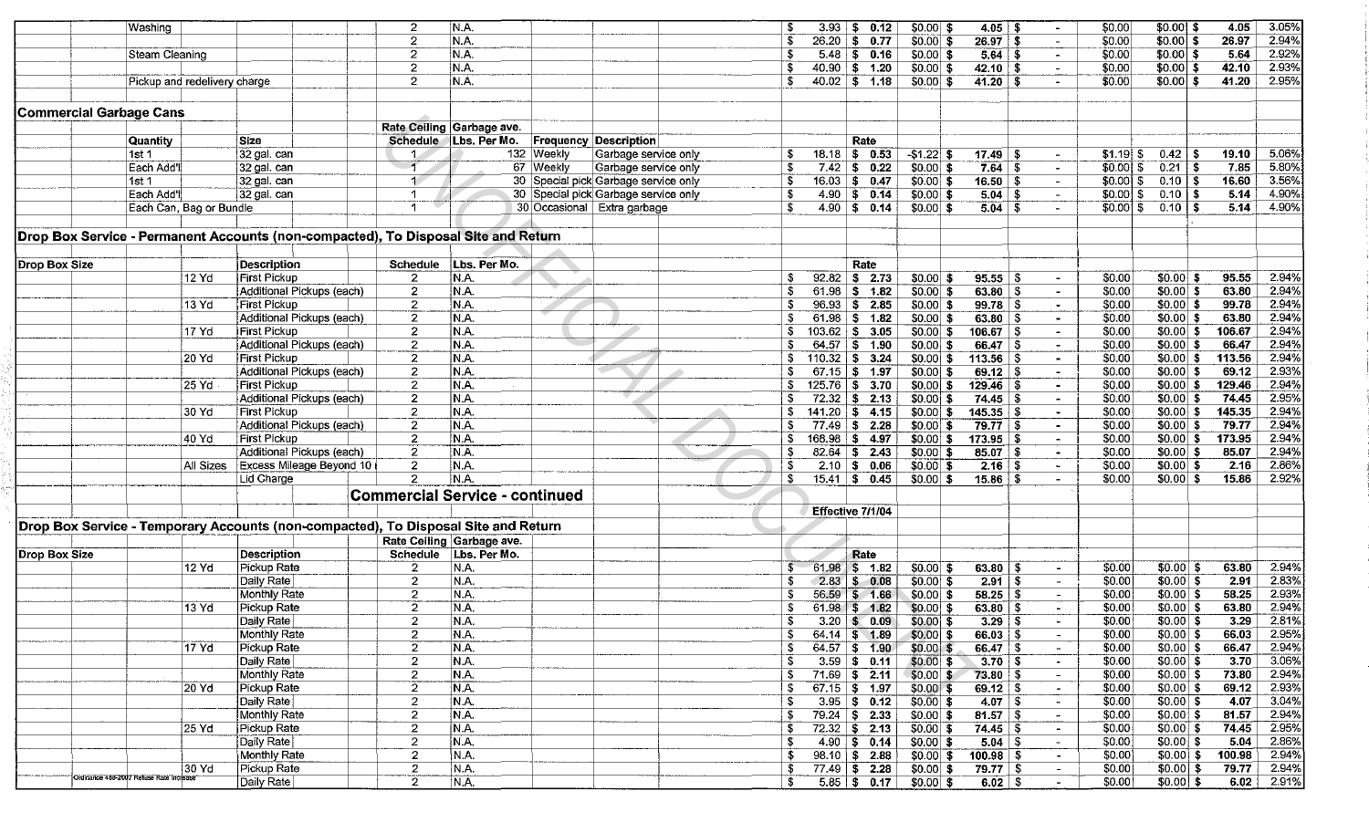| | | | | | | | | | | | | | | | |
|---|---|---|---|---|---|---|---|---|---|---|---|---|---|---|---|
| | Washing | | | 2 | N.A. | | | $ 3.93 | $ 0.12 | $0.00 | $ 4.05 | $ - | $0.00 | $0.00 | $ 4.05 | 3.05% |
| | | | | 2 | N.A. | | | $ 26.20 | $ 0.77 | $0.00 | $ 26.97 | $ - | $0.00 | $0.00 | $ 26.97 | 2.94% |
| | Steam Cleaning | | | 2 | N.A. | | | $ 5.48 | $ 0.16 | $0.00 | $ 5.64 | $ - | $0.00 | $0.00 | $ 5.64 | 2.92% |
| | | | | 2 | N.A. | | | $ 40.90 | $ 1.20 | $0.00 | $ 42.10 | $ - | $0.00 | $0.00 | $ 42.10 | 2.93% |
| | Pickup and redelivery charge | | | 2 | N.A. | | | $ 40.02 | $ 1.18 | $0.00 | $ 41.20 | $ - | $0.00 | $0.00 | $ 41.20 | 2.95% |

**Commercial Garbage Cans**

| | Quantity | Size | | Rate Ceiling Schedule | Garbage ave. Lbs. Per Mo. | Frequency | Description | | Rate | | | | | | | |
|---|---|---|---|---|---|---|---|---|---|---|---|---|---|---|---|---|
| | 1st 1 | 32 gal. can | | 1 | 132 | Weekly | Garbage service only | $ 18.18 | $ 0.53 | -$1.22 | $ 17.49 | $ - | $1.19 | $ 0.42 | $ 19.10 | 5.06% |
| | Each Add'l | 32 gal. can | | 1 | 67 | Weekly | Garbage service only | $ 7.42 | $ 0.22 | $0.00 | $ 7.64 | $ - | $0.00 | $ 0.21 | $ 7.85 | 5.80% |
| | 1st 1 | 32 gal. can | | 1 | 30 | Special pick | Garbage service only | $ 16.03 | $ 0.47 | $0.00 | $ 16.50 | $ - | $0.00 | $ 0.10 | $ 16.60 | 3.56% |
| | Each Add'l | 32 gal. can | | 1 | 30 | Special pick | Garbage service only | $ 4.90 | $ 0.14 | $0.00 | $ 5.04 | $ - | $0.00 | $ 0.10 | $ 5.14 | 4.90% |
| | Each Can, Bag or Bundle | | | 1 | 30 | Occasional | Extra garbage | $ 4.90 | $ 0.14 | $0.00 | $ 5.04 | $ - | $0.00 | $ 0.10 | $ 5.14 | 4.90% |

**Drop Box Service - Permanent Accounts (non-compacted), To Disposal Site and Return**

| Drop Box Size | | Description | Schedule | Lbs. Per Mo. | | Rate | | | | | | | | |
|---|---|---|---|---|---|---|---|---|---|---|---|---|---|---|
| | 12 Yd | First Pickup | 2 | N.A. | $ 92.82 | $ 2.73 | $0.00 | $ 95.55 | $ - | $0.00 | $0.00 | $ 95.55 | 2.94% |
| | | Additional Pickups (each) | 2 | N.A. | $ 61.98 | $ 1.82 | $0.00 | $ 63.80 | $ - | $0.00 | $0.00 | $ 63.80 | 2.94% |
| | 13 Yd | First Pickup | 2 | N.A. | $ 96.93 | $ 2.85 | $0.00 | $ 99.78 | $ - | $0.00 | $0.00 | $ 99.78 | 2.94% |
| | | Additional Pickups (each) | 2 | N.A. | $ 61.98 | $ 1.82 | $0.00 | $ 63.80 | $ - | $0.00 | $0.00 | $ 63.80 | 2.94% |
| | 17 Yd | First Pickup | 2 | N.A. | $ 103.62 | $ 3.05 | $0.00 | $ 106.67 | $ - | $0.00 | $0.00 | $ 106.67 | 2.94% |
| | | Additional Pickups (each) | 2 | N.A. | $ 64.57 | $ 1.90 | $0.00 | $ 66.47 | $ - | $0.00 | $0.00 | $ 66.47 | 2.94% |
| | 20 Yd | First Pickup | 2 | N.A. | $ 110.32 | $ 3.24 | $0.00 | $ 113.56 | $ - | $0.00 | $0.00 | $ 113.56 | 2.94% |
| | | Additional Pickups (each) | 2 | N.A. | $ 67.15 | $ 1.97 | $0.00 | $ 69.12 | $ - | $0.00 | $0.00 | $ 69.12 | 2.93% |
| | 25 Yd | First Pickup | 2 | N.A. | $ 125.76 | $ 3.70 | $0.00 | $ 129.46 | $ - | $0.00 | $0.00 | $ 129.46 | 2.94% |
| | | Additional Pickups (each) | 2 | N.A. | $ 72.32 | $ 2.13 | $0.00 | $ 74.45 | $ - | $0.00 | $0.00 | $ 74.45 | 2.95% |
| | 30 Yd | First Pickup | 2 | N.A. | $ 141.20 | $ 4.15 | $0.00 | $ 145.35 | $ - | $0.00 | $0.00 | $ 145.35 | 2.94% |
| | | Additional Pickups (each) | 2 | N.A. | $ 77.49 | $ 2.28 | $0.00 | $ 79.77 | $ - | $0.00 | $0.00 | $ 79.77 | 2.94% |
| | 40 Yd | First Pickup | 2 | N.A. | $ 168.98 | $ 4.97 | $0.00 | $ 173.95 | $ - | $0.00 | $0.00 | $ 173.95 | 2.94% |
| | | Additional Pickups (each) | 2 | N.A. | $ 82.64 | $ 2.43 | $0.00 | $ 85.07 | $ - | $0.00 | $0.00 | $ 85.07 | 2.94% |
| | All Sizes | Excess Mileage Beyond 10 | 2 | N.A. | $ 2.10 | $ 0.06 | $0.00 | $ 2.16 | $ - | $0.00 | $0.00 | $ 2.16 | 2.86% |
| | | Lid Charge | 2 | N.A. | $ 15.41 | $ 0.45 | $0.00 | $ 15.86 | $ - | $0.00 | $0.00 | $ 15.86 | 2.92% |

## Commercial Service - continued

Effective 7/1/04

**Drop Box Service - Temporary Accounts (non-compacted), To Disposal Site and Return**

| Drop Box Size | | Description | Rate Ceiling Schedule | Garbage ave. Lbs. Per Mo. | | Rate | | | | | | | | |
|---|---|---|---|---|---|---|---|---|---|---|---|---|---|---|
| | 12 Yd | Pickup Rate | 2 | N.A. | $ 61.98 | $ 1.82 | $0.00 | $ 63.80 | $ - | $0.00 | $0.00 | $ 63.80 | 2.94% |
| | | Daily Rate | 2 | N.A. | $ 2.83 | $ 0.08 | $0.00 | $ 2.91 | $ - | $0.00 | $0.00 | $ 2.91 | 2.83% |
| | | Monthly Rate | 2 | N.A. | $ 56.59 | $ 1.66 | $0.00 | $ 58.25 | $ - | $0.00 | $0.00 | $ 58.25 | 2.93% |
| | 13 Yd | Pickup Rate | 2 | N.A. | $ 61.98 | $ 1.82 | $0.00 | $ 63.80 | $ - | $0.00 | $0.00 | $ 63.80 | 2.94% |
| | | Daily Rate | 2 | N.A. | $ 3.20 | $ 0.09 | $0.00 | $ 3.29 | $ - | $0.00 | $0.00 | $ 3.29 | 2.81% |
| | | Monthly Rate | 2 | N.A. | $ 64.14 | $ 1.89 | $0.00 | $ 66.03 | $ - | $0.00 | $0.00 | $ 66.03 | 2.95% |
| | 17 Yd | Pickup Rate | 2 | N.A. | $ 64.57 | $ 1.90 | $0.00 | $ 66.47 | $ - | $0.00 | $0.00 | $ 66.47 | 2.94% |
| | | Daily Rate | 2 | N.A. | $ 3.59 | $ 0.11 | $0.00 | $ 3.70 | $ - | $0.00 | $0.00 | $ 3.70 | 3.06% |
| | | Monthly Rate | 2 | N.A. | $ 71.69 | $ 2.11 | $0.00 | $ 73.80 | $ - | $0.00 | $0.00 | $ 73.80 | 2.94% |
| | 20 Yd | Pickup Rate | 2 | N.A. | $ 67.15 | $ 1.97 | $0.00 | $ 69.12 | $ - | $0.00 | $0.00 | $ 69.12 | 2.93% |
| | | Daily Rate | 2 | N.A. | $ 3.95 | $ 0.12 | $0.00 | $ 4.07 | $ - | $0.00 | $0.00 | $ 4.07 | 3.04% |
| | | Monthly Rate | 2 | N.A. | $ 79.24 | $ 2.33 | $0.00 | $ 81.57 | $ - | $0.00 | $0.00 | $ 81.57 | 2.94% |
| | 25 Yd | Pickup Rate | 2 | N.A. | $ 72.32 | $ 2.13 | $0.00 | $ 74.45 | $ - | $0.00 | $0.00 | $ 74.45 | 2.95% |
| | | Daily Rate | 2 | N.A. | $ 4.90 | $ 0.14 | $0.00 | $ 5.04 | $ - | $0.00 | $0.00 | $ 5.04 | 2.86% |
| | | Monthly Rate | 2 | N.A. | $ 98.10 | $ 2.88 | $0.00 | $ 100.98 | $ - | $0.00 | $0.00 | $ 100.98 | 2.94% |
| | 30 Yd | Pickup Rate | 2 | N.A. | $ 77.49 | $ 2.28 | $0.00 | $ 79.77 | $ - | $0.00 | $0.00 | $ 79.77 | 2.94% |
| | | Daily Rate | 2 | N.A. | $ 5.85 | $ 0.17 | $0.00 | $ 6.02 | $ - | $0.00 | $0.00 | $ 6.02 | 2.91% |

Ordinance 468-2007 Refuse Rate Increase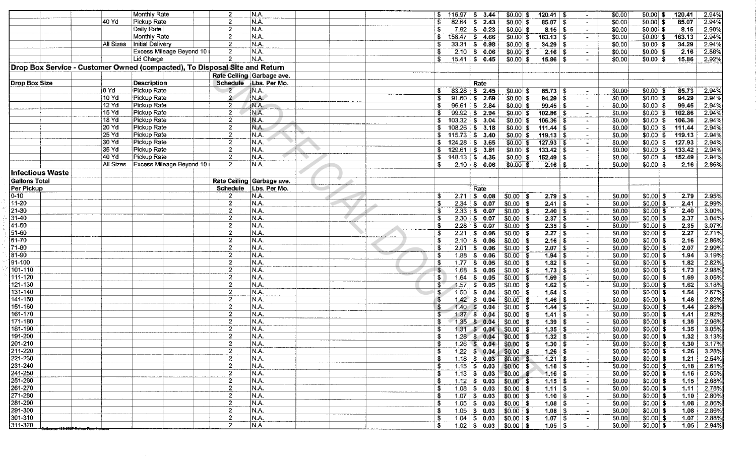| | | | | | | | | | | | | | | | |
|---|---|---|---|---|---|---|---|---|---|---|---|---|---|---|---|
| | | Monthly Rate | 2 | N.A. | | | $ 116.97 | $ 3.44 | $0.00 | $ 120.41 | $ - | $0.00 | $0.00 | $ 120.41 | 2.94% |
| | 40 Yd | Pickup Rate | 2 | N.A. | | | $ 82.64 | $ 2.43 | $0.00 | $ 85.07 | $ - | $0.00 | $0.00 | $ 85.07 | 2.94% |
| | | Daily Rate | 2 | N.A. | | | $ 7.92 | $ 0.23 | $0.00 | $ 8.15 | $ - | $0.00 | $0.00 | $ 8.15 | 2.90% |
| | | Monthly Rate | 2 | N.A. | | | $ 158.47 | $ 4.66 | $0.00 | $ 163.13 | $ - | $0.00 | $0.00 | $ 163.13 | 2.94% |
| | All Sizes | Initial Delivery | 2 | N.A. | | | $ 33.31 | $ 0.98 | $0.00 | $ 34.29 | $ - | $0.00 | $0.00 | $ 34.29 | 2.94% |
| | | Excess Mileage Beyond 10 | 2 | N.A. | | | $ 2.10 | $ 0.06 | $0.00 | $ 2.16 | $ - | $0.00 | $0.00 | $ 2.16 | 2.86% |
| | | Lid Charge | 2 | N.A. | | | $ 15.41 | $ 0.45 | $0.00 | $ 15.86 | $ - | $0.00 | $0.00 | $ 15.86 | 2.92% |
| **Drop Box Service - Customer Owned (compacted), To Disposal Site and Return** | | | | | | | | | | | | | | | |
| | | | **Rate Ceiling** | **Garbage ave.** | | | | | | | | | | | |
| **Drop Box Size** | | **Description** | **Schedule** | **Lbs. Per Mo.** | | | | **Rate** | | | | | | | |
| | 8 Yd | Pickup Rate | 2 | N.A. | | | $ 83.28 | $ 2.45 | $0.00 | $ 85.73 | $ - | $0.00 | $0.00 | $ 85.73 | 2.94% |
| | 10 Yd | Pickup Rate | 2 | N.A. | | | $ 91.60 | $ 2.69 | $0.00 | $ 94.29 | $ - | $0.00 | $0.00 | $ 94.29 | 2.94% |
| | 12 Yd | Pickup Rate | 2 | N.A. | | | $ 96.61 | $ 2.84 | $0.00 | $ 99.45 | $ - | $0.00 | $0.00 | $ 99.45 | 2.94% |
| | 15 Yd | Pickup Rate | 2 | N.A. | | | $ 99.92 | $ 2.94 | $0.00 | $ 102.86 | $ - | $0.00 | $0.00 | $ 102.86 | 2.94% |
| | 18 Yd | Pickup Rate | 2 | N.A. | | | $ 103.32 | $ 3.04 | $0.00 | $ 106.36 | $ - | $0.00 | $0.00 | $ 106.36 | 2.94% |
| | 20 Yd | Pickup Rate | 2 | N.A. | | | $ 108.26 | $ 3.18 | $0.00 | $ 111.44 | $ - | $0.00 | $0.00 | $ 111.44 | 2.94% |
| | 25 Yd | Pickup Rate | 2 | N.A. | | | $ 115.73 | $ 3.40 | $0.00 | $ 119.13 | $ - | $0.00 | $0.00 | $ 119.13 | 2.94% |
| | 30 Yd | Pickup Rate | 2 | N.A. | | | $ 124.28 | $ 3.65 | $0.00 | $ 127.93 | $ - | $0.00 | $0.00 | $ 127.93 | 2.94% |
| | 35 Yd | Pickup Rate | 2 | N.A. | | | $ 129.61 | $ 3.81 | $0.00 | $ 133.42 | $ - | $0.00 | $0.00 | $ 133.42 | 2.94% |
| | 40 Yd | Pickup Rate | 2 | N.A. | | | $ 148.13 | $ 4.36 | $0.00 | $ 152.49 | $ - | $0.00 | $0.00 | $ 152.49 | 2.94% |
| | All Sizes | Excess Mileage Beyond 10 | 2 | N.A. | | | $ 2.10 | $ 0.06 | $0.00 | $ 2.16 | $ - | $0.00 | $0.00 | $ 2.16 | 2.86% |
| **Infectious Waste** | | | | | | | | | | | | | | | |
| **Gallons Total** | | | **Rate Ceiling** | **Garbage ave.** | | | | | | | | | | | |
| **Per Pickup** | | | **Schedule** | **Lbs. Per Mo.** | | | | **Rate** | | | | | | | |
| 0-10 | | | 2 | N.A. | | | $ 2.71 | $ 0.08 | $0.00 | $ 2.79 | $ - | $0.00 | $0.00 | $ 2.79 | 2.95% |
| 11-20 | | | 2 | N.A. | | | $ 2.34 | $ 0.07 | $0.00 | $ 2.41 | $ - | $0.00 | $0.00 | $ 2.41 | 2.99% |
| 21-30 | | | 2 | N.A. | | | $ 2.33 | $ 0.07 | $0.00 | $ 2.40 | $ - | $0.00 | $0.00 | $ 2.40 | 3.00% |
| 31-40 | | | 2 | N.A. | | | $ 2.30 | $ 0.07 | $0.00 | $ 2.37 | $ - | $0.00 | $0.00 | $ 2.37 | 3.04% |
| 41-50 | | | 2 | N.A. | | | $ 2.28 | $ 0.07 | $0.00 | $ 2.35 | $ - | $0.00 | $0.00 | $ 2.35 | 3.07% |
| 51-60 | | | 2 | N.A. | | | $ 2.21 | $ 0.06 | $0.00 | $ 2.27 | $ - | $0.00 | $0.00 | $ 2.27 | 2.71% |
| 61-70 | | | 2 | N.A. | | | $ 2.10 | $ 0.06 | $0.00 | $ 2.16 | $ - | $0.00 | $0.00 | $ 2.16 | 2.86% |
| 71-80 | | | 2 | N.A. | | | $ 2.01 | $ 0.06 | $0.00 | $ 2.07 | $ - | $0.00 | $0.00 | $ 2.07 | 2.99% |
| 81-90 | | | 2 | N.A. | | | $ 1.88 | $ 0.06 | $0.00 | $ 1.94 | $ - | $0.00 | $0.00 | $ 1.94 | 3.19% |
| 91-100 | | | 2 | N.A. | | | $ 1.77 | $ 0.05 | $0.00 | $ 1.82 | $ - | $0.00 | $0.00 | $ 1.82 | 2.82% |
| 101-110 | | | 2 | N.A. | | | $ 1.68 | $ 0.05 | $0.00 | $ 1.73 | $ - | $0.00 | $0.00 | $ 1.73 | 2.98% |
| 111-120 | | | 2 | N.A. | | | $ 1.64 | $ 0.05 | $0.00 | $ 1.69 | $ - | $0.00 | $0.00 | $ 1.69 | 3.05% |
| 121-130 | | | 2 | N.A. | | | $ 1.57 | $ 0.05 | $0.00 | $ 1.62 | $ - | $0.00 | $0.00 | $ 1.62 | 3.18% |
| 131-140 | | | 2 | N.A. | | | $ 1.50 | $ 0.04 | $0.00 | $ 1.54 | $ - | $0.00 | $0.00 | $ 1.54 | 2.67% |
| 141-150 | | | 2 | N.A. | | | $ 1.42 | $ 0.04 | $0.00 | $ 1.46 | $ - | $0.00 | $0.00 | $ 1.46 | 2.82% |
| 151-160 | | | 2 | N.A. | | | $ 1.40 | $ 0.04 | $0.00 | $ 1.44 | $ - | $0.00 | $0.00 | $ 1.44 | 2.86% |
| 161-170 | | | 2 | N.A. | | | $ 1.37 | $ 0.04 | $0.00 | $ 1.41 | $ - | $0.00 | $0.00 | $ 1.41 | 2.92% |
| 171-180 | | | 2 | N.A. | | | $ 1.35 | $ 0.04 | $0.00 | $ 1.39 | $ - | $0.00 | $0.00 | $ 1.39 | 2.96% |
| 181-190 | | | 2 | N.A. | | | $ 1.31 | $ 0.04 | $0.00 | $ 1.35 | $ - | $0.00 | $0.00 | $ 1.35 | 3.05% |
| 191-200 | | | 2 | N.A. | | | $ 1.28 | $ 0.04 | $0.00 | $ 1.32 | $ - | $0.00 | $0.00 | $ 1.32 | 3.13% |
| 201-210 | | | 2 | N.A. | | | $ 1.26 | $ 0.04 | $0.00 | $ 1.30 | $ - | $0.00 | $0.00 | $ 1.30 | 3.17% |
| 211-220 | | | 2 | N.A. | | | $ 1.22 | $ 0.04 | $0.00 | $ 1.26 | $ - | $0.00 | $0.00 | $ 1.26 | 3.28% |
| 221-230 | | | 2 | N.A. | | | $ 1.18 | $ 0.03 | $0.00 | $ 1.21 | $ - | $0.00 | $0.00 | $ 1.21 | 2.54% |
| 231-240 | | | 2 | N.A. | | | $ 1.15 | $ 0.03 | $0.00 | $ 1.18 | $ - | $0.00 | $0.00 | $ 1.18 | 2.61% |
| 241-250 | | | 2 | N.A. | | | $ 1.13 | $ 0.03 | $0.00 | $ 1.16 | $ - | $0.00 | $0.00 | $ 1.16 | 2.65% |
| 251-260 | | | 2 | N.A. | | | $ 1.12 | $ 0.03 | $0.00 | $ 1.15 | $ - | $0.00 | $0.00 | $ 1.15 | 2.68% |
| 261-270 | | | 2 | N.A. | | | $ 1.08 | $ 0.03 | $0.00 | $ 1.11 | $ - | $0.00 | $0.00 | $ 1.11 | 2.78% |
| 271-280 | | | 2 | N.A. | | | $ 1.07 | $ 0.03 | $0.00 | $ 1.10 | $ - | $0.00 | $0.00 | $ 1.10 | 2.80% |
| 281-290 | | | 2 | N.A. | | | $ 1.05 | $ 0.03 | $0.00 | $ 1.08 | $ - | $0.00 | $0.00 | $ 1.08 | 2.86% |
| 291-300 | | | 2 | N.A. | | | $ 1.05 | $ 0.03 | $0.00 | $ 1.08 | $ - | $0.00 | $0.00 | $ 1.08 | 2.86% |
| 301-310 | | | 2 | N.A. | | | $ 1.04 | $ 0.03 | $0.00 | $ 1.07 | $ - | $0.00 | $0.00 | $ 1.07 | 2.88% |
| 311-320 | | | 2 | N.A. | | | $ 1.02 | $ 0.03 | $0.00 | $ 1.05 | $ - | $0.00 | $0.00 | $ 1.05 | 2.94% |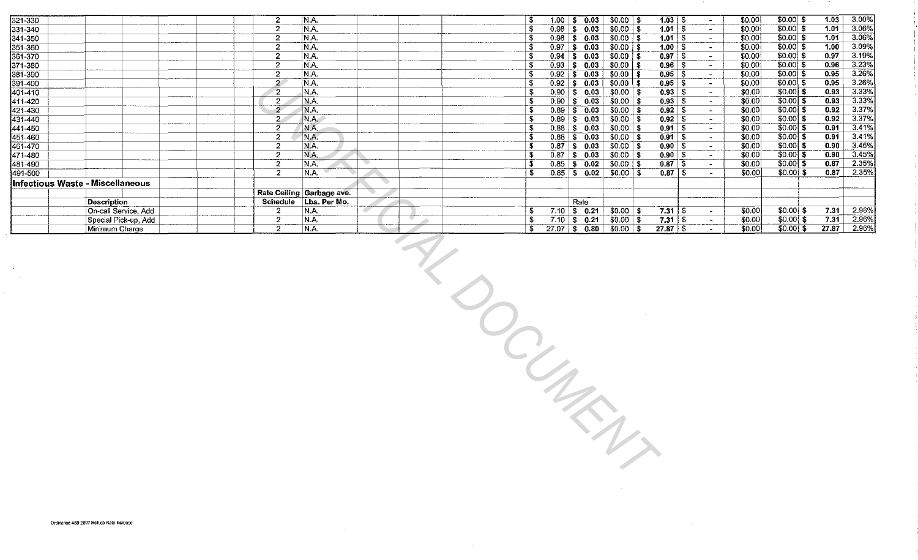| | | | | | | | | | | | | | | | | | |
|---|---|---|---|---|---|---|---|---|---|---|---|---|---|---|---|---|---|
| 321-330 | | | | | | 2 | N.A. | | | $ 1.00 | $ 0.03 | $0.00 | $ 1.03 | $ - | $0.00 | $0.00 | $ 1.03 | 3.00% |
| 331-340 | | | | | | 2 | N.A. | | | $ 0.98 | $ 0.03 | $0.00 | $ 1.01 | $ - | $0.00 | $0.00 | $ 1.01 | 3.06% |
| 341-350 | | | | | | 2 | N.A. | | | $ 0.98 | $ 0.03 | $0.00 | $ 1.01 | $ - | $0.00 | $0.00 | $ 1.01 | 3.06% |
| 351-360 | | | | | | 2 | N.A. | | | $ 0.97 | $ 0.03 | $0.00 | $ 1.00 | $ - | $0.00 | $0.00 | $ 1.00 | 3.09% |
| 361-370 | | | | | | 2 | N.A. | | | $ 0.94 | $ 0.03 | $0.00 | $ 0.97 | $ - | $0.00 | $0.00 | $ 0.97 | 3.19% |
| 371-380 | | | | | | 2 | N.A. | | | $ 0.93 | $ 0.03 | $0.00 | $ 0.96 | $ - | $0.00 | $0.00 | $ 0.96 | 3.23% |
| 381-390 | | | | | | 2 | N.A. | | | $ 0.92 | $ 0.03 | $0.00 | $ 0.95 | $ - | $0.00 | $0.00 | $ 0.95 | 3.26% |
| 391-400 | | | | | | 2 | N.A. | | | $ 0.92 | $ 0.03 | $0.00 | $ 0.95 | $ - | $0.00 | $0.00 | $ 0.95 | 3.26% |
| 401-410 | | | | | | 2 | N.A. | | | $ 0.90 | $ 0.03 | $0.00 | $ 0.93 | $ - | $0.00 | $0.00 | $ 0.93 | 3.33% |
| 411-420 | | | | | | 2 | N.A. | | | $ 0.90 | $ 0.03 | $0.00 | $ 0.93 | $ - | $0.00 | $0.00 | $ 0.93 | 3.33% |
| 421-430 | | | | | | 2 | N.A. | | | $ 0.89 | $ 0.03 | $0.00 | $ 0.92 | $ - | $0.00 | $0.00 | $ 0.92 | 3.37% |
| 431-440 | | | | | | 2 | N.A. | | | $ 0.89 | $ 0.03 | $0.00 | $ 0.92 | $ - | $0.00 | $0.00 | $ 0.92 | 3.37% |
| 441-450 | | | | | | 2 | N.A. | | | $ 0.88 | $ 0.03 | $0.00 | $ 0.91 | $ - | $0.00 | $0.00 | $ 0.91 | 3.41% |
| 451-460 | | | | | | 2 | N.A. | | | $ 0.88 | $ 0.03 | $0.00 | $ 0.91 | $ - | $0.00 | $0.00 | $ 0.91 | 3.41% |
| 461-470 | | | | | | 2 | N.A. | | | $ 0.87 | $ 0.03 | $0.00 | $ 0.90 | $ - | $0.00 | $0.00 | $ 0.90 | 3.45% |
| 471-480 | | | | | | 2 | N.A. | | | $ 0.87 | $ 0.03 | $0.00 | $ 0.90 | $ - | $0.00 | $0.00 | $ 0.90 | 3.45% |
| 481-490 | | | | | | 2 | N.A. | | | $ 0.85 | $ 0.02 | $0.00 | $ 0.87 | $ - | $0.00 | $0.00 | $ 0.87 | 2.35% |
| 491-500 | | | | | | 2 | N.A. | | | $ 0.85 | $ 0.02 | $0.00 | $ 0.87 | $ - | $0.00 | $0.00 | $ 0.87 | 2.35% |
| **Infectious Waste - Miscellaneous** | | | | | | | | | | | | | | | | | | |
| | | | | | | **Rate Ceiling** | **Garbage ave.** | | | | | | | | | | | |
| | **Description** | | | | | **Schedule** | **Lbs. Per Mo.** | | | | Rate | | | | | | | |
| | On-call Service, Add | | | | | 2 | N.A. | | | $ 7.10 | $ 0.21 | $0.00 | $ 7.31 | $ - | $0.00 | $0.00 | $ 7.31 | 2.96% |
| | Special Pick-up, Add | | | | | 2 | N.A. | | | $ 7.10 | $ 0.21 | $0.00 | $ 7.31 | $ - | $0.00 | $0.00 | $ 7.31 | 2.96% |
| | Minimum Charge | | | | | 2 | N.A. | | | $ 27.07 | $ 0.80 | $0.00 | $ 27.87 | $ - | $0.00 | $0.00 | $ 27.87 | 2.96% |

UNOFFICIAL DOCUMENT

Ordinance 489-2007 Refuse Rate Increase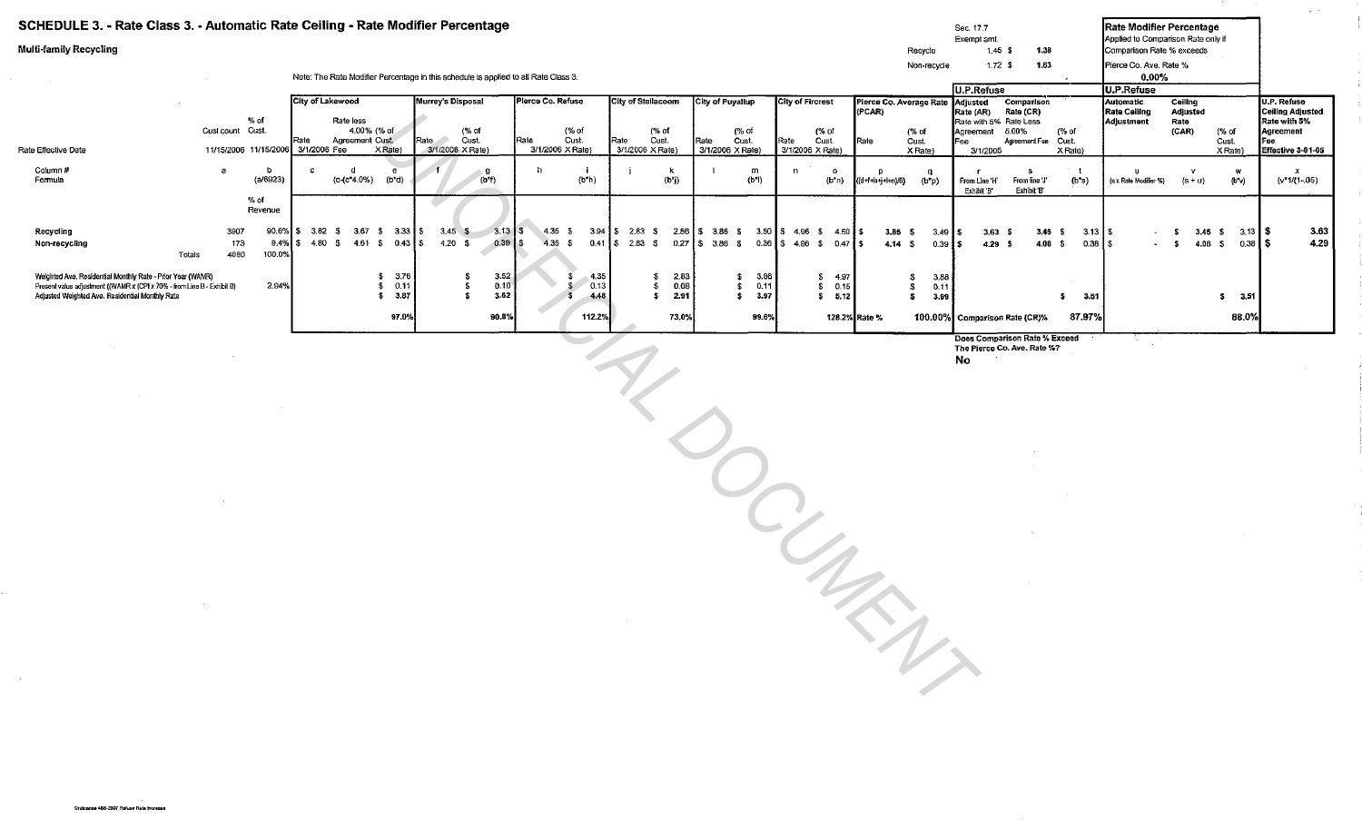# SCHEDULE 3. - Rate Class 3. - Automatic Rate Ceiling - Rate Modifier Percentage

**Multi-family Recycling**

Note: The Rate Modifier Percentage in this schedule is applied to all Rate Class 3.

| Sec. 17.7 | Exempt amt. | |
|---|---|---|
| Recycle | 1.45 $ | 1.38 |
| Non-recycle | 1.72 $ | 1.63 |

**Rate Modifier Percentage**
Applied to Comparison Rate only if Comparison Rate % exceeds Pierce Co. Ave. Rate %
**0.00%**

| | Cust count | % of Cust. | City of Lakewood Rate | City of Lakewood Rate less 4.00% Agreement Fee | City of Lakewood (% of Cust. X Rate) | Murrey's Disposal Rate | Murrey's Disposal (% of Cust. X Rate) | Pierce Co. Refuse Rate | Pierce Co. Refuse (% of Cust. X Rate) | City of Steilacoom Rate | City of Steilacoom (% of Cust. X Rate) | City of Puyallup Rate | City of Puyallup (% of Cust. X Rate) | City of Fircrest Rate | City of Fircrest (% of Cust. X Rate) | Pierce Co. Average Rate (PCAR) Rate | Pierce Co. Average Rate (% of Cust. X Rate) | U.P.Refuse Adjusted Rate (AR) Rate with 5% Agreement Fee 3/1/2005 | U.P.Refuse Comparison Rate (CR) Rate Less 5.00% Agreement Fee | U.P.Refuse (% of Cust. X Rate) | U.P.Refuse Automatic Rate Ceiling Adjustment | Ceiling Adjusted Rate (CAR) | (% of Cust. X Rate) | U.P. Refuse Ceiling Adjusted Rate with 5% Agreement Fee Effective 3-01-05 |
|---|---|---|---|---|---|---|---|---|---|---|---|---|---|---|---|---|---|---|---|---|---|---|---|---|
| Rate Effective Date | 11/15/2006 | 11/15/2006 | 3/1/2006 | | | 3/1/2006 | | 3/1/2006 | | 3/1/2006 | | 3/1/2006 | | 3/1/2006 | | | | | | | | | | |
| Column # | a | b | c | d | e | f | g | h | i | j | k | l | m | n | o | p | q | r | s | t | u | v | w | x |
| Formula | | (a/6923) | | (c-(c*4.0%) | (b*d) | | (b*f) | | (b*h) | | (b*j) | | (b*l) | | (b*n) | ((d+f+h+j+l+n)/6) | (b*p) | From Line 'H' Exhibit 'B' | From line 'J' Exhibit 'B' | (b*s) | (s x Rate Modifier %) | (s + u) | (b*v) | (v*1/(1-.05) |
| | | % of Revenue | | | | | | | | | | | | | | | | | | | | | | |
| Recycling | 3907 | 90.6% | $ 3.82 | $ 3.67 | $ 3.33 | $ 3.45 | $ 3.13 | $ 4.35 | $ 3.94 | $ 2.83 | $ 2.56 | $ 3.86 | $ 3.50 | $ 4.96 | $ 4.50 | $ 3.85 | $ 3.49 | $ 3.63 | $ 3.45 | $ 3.13 | $ - | $ 3.45 | $ 3.13 | $ 3.63 |
| Non-recycling | 173 | 9.4% | $ 4.80 | $ 4.61 | $ 0.43 | $ 4.20 | $ 0.39 | $ 4.35 | $ 0.41 | $ 2.83 | $ 0.27 | $ 3.86 | $ 0.36 | $ 4.96 | $ 0.47 | $ 4.14 | $ 0.39 | $ 4.29 | $ 4.08 | $ 0.38 | $ - | $ 4.08 | $ 0.38 | $ 4.29 |
| Totals | 4080 | 100.0% | | | | | | | | | | | | | | | | | | | | | | |
| Weighted Ave. Residential Monthly Rate - Prior Year (WANR) | | | | | $ 3.76 | | $ 3.52 | | $ 4.35 | | $ 2.83 | | $ 3.86 | | $ 4.97 | | $ 3.88 | | | | | | | |
| Present value adjustment ((WANR x (CPI x 70% - from Line B - Exhibit B) | | 2.94% | | | $ 0.11 | | $ 0.10 | | $ 0.13 | | $ 0.08 | | $ 0.11 | | $ 0.15 | | $ 0.11 | | | | | | | |
| Adjusted Weighted Ave. Residential Monthly Rate | | | | | $ 3.87 | | $ 3.62 | | $ 4.48 | | $ 2.91 | | $ 3.97 | | $ 5.12 | | $ 3.99 | | | $ 3.51 | | | $ 3.51 | |
| | | | | | 97.0% | | 90.8% | | 112.2% | | 73.0% | | 99.6% | | 128.2% | Rate % | 100.00% | Comparison Rate (CR)% | | 87.97% | | | 88.0% | |

Does Comparison Rate % Exceed The Pierce Co. Ave. Rate %?
**No**

UNOFFICIAL DOCUMENT